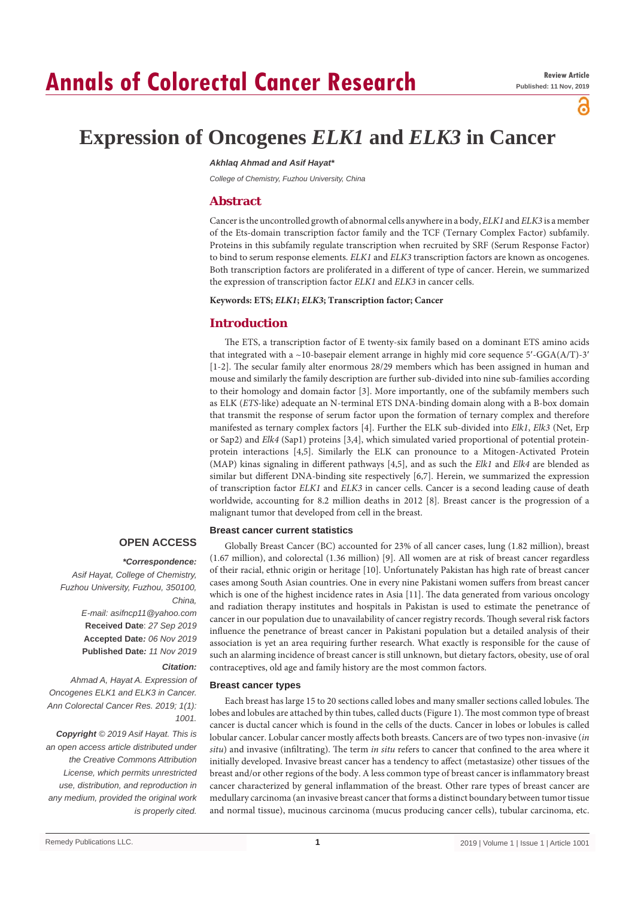# Annals of Colorectal Cancer Research

**Review Article**
**Published: 11 Nov, 2019**

# Expression of Oncogenes *ELK1* and *ELK3* in Cancer

***Akhlaq Ahmad and Asif Hayat****

*College of Chemistry, Fuzhou University, China*

## Abstract

Cancer is the uncontrolled growth of abnormal cells anywhere in a body, *ELK1* and *ELK3* is a member of the Ets-domain transcription factor family and the TCF (Ternary Complex Factor) subfamily. Proteins in this subfamily regulate transcription when recruited by SRF (Serum Response Factor) to bind to serum response elements. *ELK1* and *ELK3* transcription factors are known as oncogenes. Both transcription factors are proliferated in a different of type of cancer. Herein, we summarized the expression of transcription factor *ELK1* and *ELK3* in cancer cells.

**Keywords: ETS; *ELK1*; *ELK3*; Transcription factor; Cancer**

## Introduction

The ETS, a transcription factor of E twenty-six family based on a dominant ETS amino acids that integrated with a ~10-basepair element arrange in highly mid core sequence 5′-GGA(A/T)-3′ [1-2]. The secular family alter enormous 28/29 members which has been assigned in human and mouse and similarly the family description are further sub-divided into nine sub-families according to their homology and domain factor [3]. More importantly, one of the subfamily members such as ELK (*ETS*-like) adequate an N-terminal ETS DNA-binding domain along with a B-box domain that transmit the response of serum factor upon the formation of ternary complex and therefore manifested as ternary complex factors [4]. Further the ELK sub-divided into *Elk1*, *Elk3* (Net, Erp or Sap2) and *Elk4* (Sap1) proteins [3,4], which simulated varied proportional of potential protein-protein interactions [4,5]. Similarly the ELK can pronounce to a Mitogen-Activated Protein (MAP) kinas signaling in different pathways [4,5], and as such the *Elk1* and *Elk4* are blended as similar but different DNA-binding site respectively [6,7]. Herein, we summarized the expression of transcription factor *ELK1* and *ELK3* in cancer cells. Cancer is a second leading cause of death worldwide, accounting for 8.2 million deaths in 2012 [8]. Breast cancer is the progression of a malignant tumor that developed from cell in the breast.

### Breast cancer current statistics

Globally Breast Cancer (BC) accounted for 23% of all cancer cases, lung (1.82 million), breast (1.67 million), and colorectal (1.36 million) [9]. All women are at risk of breast cancer regardless of their racial, ethnic origin or heritage [10]. Unfortunately Pakistan has high rate of breast cancer cases among South Asian countries. One in every nine Pakistani women suffers from breast cancer which is one of the highest incidence rates in Asia [11]. The data generated from various oncology and radiation therapy institutes and hospitals in Pakistan is used to estimate the penetrance of cancer in our population due to unavailability of cancer registry records. Though several risk factors influence the penetrance of breast cancer in Pakistani population but a detailed analysis of their association is yet an area requiring further research. What exactly is responsible for the cause of such an alarming incidence of breast cancer is still unknown, but dietary factors, obesity, use of oral contraceptives, old age and family history are the most common factors.

### Breast cancer types

Each breast has large 15 to 20 sections called lobes and many smaller sections called lobules. The lobes and lobules are attached by thin tubes, called ducts (Figure 1). The most common type of breast cancer is ductal cancer which is found in the cells of the ducts. Cancer in lobes or lobules is called lobular cancer. Lobular cancer mostly affects both breasts. Cancers are of two types non-invasive (*in situ*) and invasive (infiltrating). The term *in situ* refers to cancer that confined to the area where it initially developed. Invasive breast cancer has a tendency to affect (metastasize) other tissues of the breast and/or other regions of the body. A less common type of breast cancer is inflammatory breast cancer characterized by general inflammation of the breast. Other rare types of breast cancer are medullary carcinoma (an invasive breast cancer that forms a distinct boundary between tumor tissue and normal tissue), mucinous carcinoma (mucus producing cancer cells), tubular carcinoma, etc.

**OPEN ACCESS**

***Correspondence:***

*Asif Hayat, College of Chemistry, Fuzhou University, Fuzhou, 350100, China,*
*E-mail: asifncp11@yahoo.com*
**Received Date**: *27 Sep 2019*
**Accepted Date***: 06 Nov 2019*
**Published Date***: 11 Nov 2019*

***Citation:***

*Ahmad A, Hayat A. Expression of Oncogenes ELK1 and ELK3 in Cancer. Ann Colorectal Cancer Res. 2019; 1(1): 1001.*

***Copyright** © 2019 Asif Hayat. This is an open access article distributed under the Creative Commons Attribution License, which permits unrestricted use, distribution, and reproduction in any medium, provided the original work is properly cited.*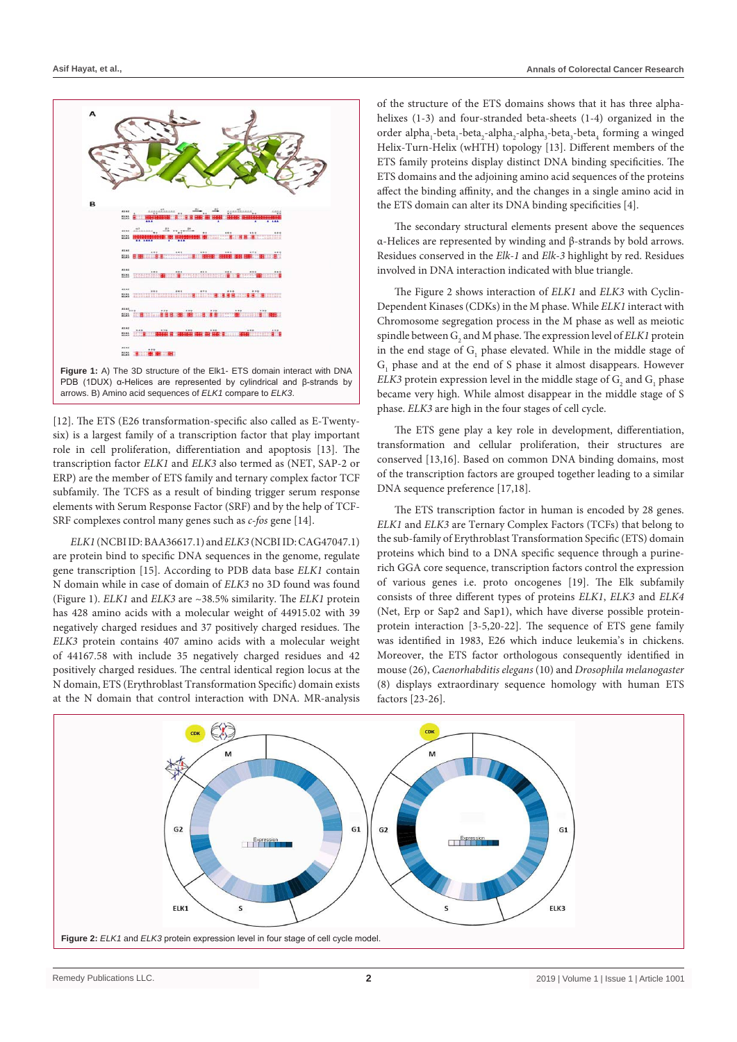**Figure 1:** A) The 3D structure of the Elk1- ETS domain interact with DNA PDB (1DUX) α-Helices are represented by cylindrical and β-strands by arrows. B) Amino acid sequences of *ELK1* compare to *ELK3*.

[12]. The ETS (E26 transformation-specific also called as E-Twenty-six) is a largest family of a transcription factor that play important role in cell proliferation, differentiation and apoptosis [13]. The transcription factor *ELK1* and *ELK3* also termed as (NET, SAP-2 or ERP) are the member of ETS family and ternary complex factor TCF subfamily. The TCFS as a result of binding trigger serum response elements with Serum Response Factor (SRF) and by the help of TCF-SRF complexes control many genes such as *c-fos* gene [14].

*ELK1* (NCBI ID: BAA36617.1) and *ELK3* (NCBI ID: CAG47047.1) are protein bind to specific DNA sequences in the genome, regulate gene transcription [15]. According to PDB data base *ELK1* contain N domain while in case of domain of *ELK3* no 3D found was found (Figure 1). *ELK1* and *ELK3* are ~38.5% similarity. The *ELK1* protein has 428 amino acids with a molecular weight of 44915.02 with 39 negatively charged residues and 37 positively charged residues. The *ELK3* protein contains 407 amino acids with a molecular weight of 44167.58 with include 35 negatively charged residues and 42 positively charged residues. The central identical region locus at the N domain, ETS (Erythroblast Transformation Specific) domain exists at the N domain that control interaction with DNA. MR-analysis of the structure of the ETS domains shows that it has three alpha-helixes (1-3) and four-stranded beta-sheets (1-4) organized in the order alpha$_1$-beta$_1$-beta$_2$-alpha$_2$-alpha$_3$-beta$_3$-beta$_4$ forming a winged Helix-Turn-Helix (wHTH) topology [13]. Different members of the ETS family proteins display distinct DNA binding specificities. The ETS domains and the adjoining amino acid sequences of the proteins affect the binding affinity, and the changes in a single amino acid in the ETS domain can alter its DNA binding specificities [4].

The secondary structural elements present above the sequences α-Helices are represented by winding and β-strands by bold arrows. Residues conserved in the *Elk-1* and *Elk-3* highlight by red. Residues involved in DNA interaction indicated with blue triangle.

The Figure 2 shows interaction of *ELK1* and *ELK3* with Cyclin-Dependent Kinases (CDKs) in the M phase. While *ELK1* interact with Chromosome segregation process in the M phase as well as meiotic spindle between G$_2$ and M phase. The expression level of *ELK1* protein in the end stage of G$_1$ phase elevated. While in the middle stage of G$_1$ phase and at the end of S phase it almost disappears. However *ELK3* protein expression level in the middle stage of G$_2$ and G$_1$ phase became very high. While almost disappear in the middle stage of S phase. *ELK3* are high in the four stages of cell cycle.

The ETS gene play a key role in development, differentiation, transformation and cellular proliferation, their structures are conserved [13,16]. Based on common DNA binding domains, most of the transcription factors are grouped together leading to a similar DNA sequence preference [17,18].

The ETS transcription factor in human is encoded by 28 genes. *ELK1* and *ELK3* are Ternary Complex Factors (TCFs) that belong to the sub-family of Erythroblast Transformation Specific (ETS) domain proteins which bind to a DNA specific sequence through a purine-rich GGA core sequence, transcription factors control the expression of various genes i.e. proto oncogenes [19]. The Elk subfamily consists of three different types of proteins *ELK1*, *ELK3* and *ELK4* (Net, Erp or Sap2 and Sap1), which have diverse possible protein-protein interaction [3-5,20-22]. The sequence of ETS gene family was identified in 1983, E26 which induce leukemia's in chickens. Moreover, the ETS factor orthologous consequently identified in mouse (26), *Caenorhabditis elegans* (10) and *Drosophila melanogaster* (8) displays extraordinary sequence homology with human ETS factors [23-26].

**Figure 2:** *ELK1* and *ELK3* protein expression level in four stage of cell cycle model.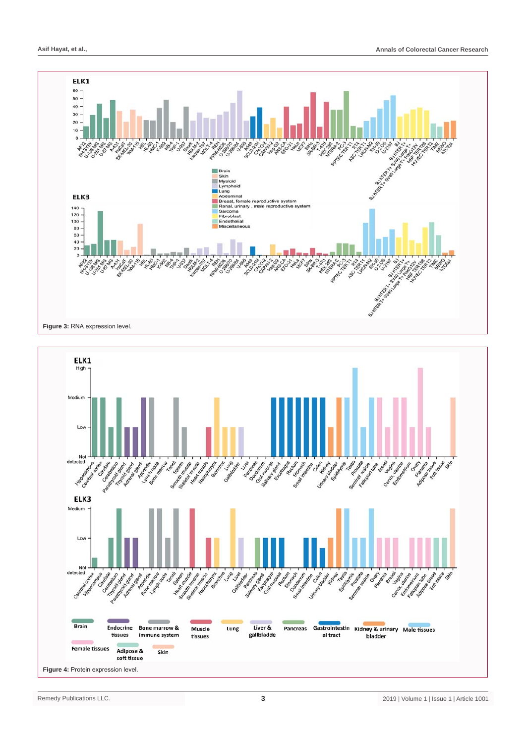Figure 3: RNA expression level.

Figure 4: Protein expression level.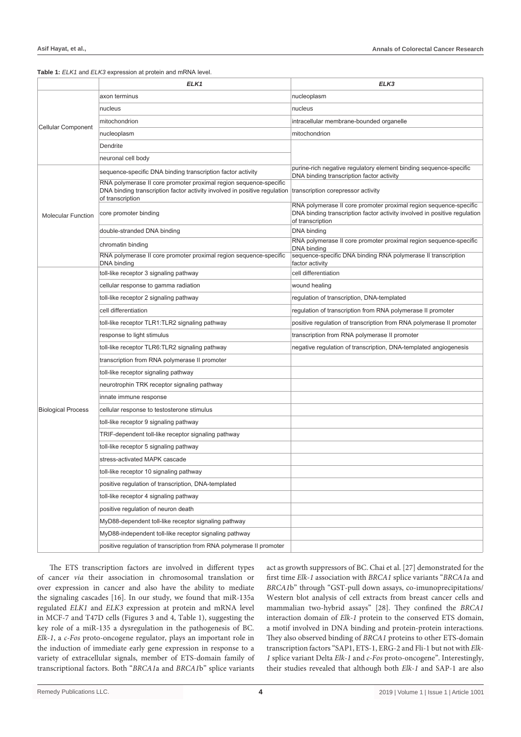**Table 1:** *ELK1* and *ELK3* expression at protein and mRNA level.

| | *ELK1* | *ELK3* |
|---|---|---|
| Cellular Component | axon terminus | nucleoplasm |
| | nucleus | nucleus |
| | mitochondrion | intracellular membrane-bounded organelle |
| | nucleoplasm | mitochondrion |
| | Dendrite | |
| | neuronal cell body | |
| Molecular Function | sequence-specific DNA binding transcription factor activity | purine-rich negative regulatory element binding sequence-specific DNA binding transcription factor activity |
| | RNA polymerase II core promoter proximal region sequence-specific DNA binding transcription factor activity involved in positive regulation of transcription | transcription corepressor activity |
| | core promoter binding | RNA polymerase II core promoter proximal region sequence-specific DNA binding transcription factor activity involved in positive regulation of transcription |
| | double-stranded DNA binding | DNA binding |
| | chromatin binding | RNA polymerase II core promoter proximal region sequence-specific DNA binding |
| | RNA polymerase II core promoter proximal region sequence-specific DNA binding | sequence-specific DNA binding RNA polymerase II transcription factor activity |
| Biological Process | toll-like receptor 3 signaling pathway | cell differentiation |
| | cellular response to gamma radiation | wound healing |
| | toll-like receptor 2 signaling pathway | regulation of transcription, DNA-templated |
| | cell differentiation | regulation of transcription from RNA polymerase II promoter |
| | toll-like receptor TLR1:TLR2 signaling pathway | positive regulation of transcription from RNA polymerase II promoter |
| | response to light stimulus | transcription from RNA polymerase II promoter |
| | toll-like receptor TLR6:TLR2 signaling pathway | negative regulation of transcription, DNA-templated angiogenesis |
| | transcription from RNA polymerase II promoter | |
| | toll-like receptor signaling pathway | |
| | neurotrophin TRK receptor signaling pathway | |
| | innate immune response | |
| | cellular response to testosterone stimulus | |
| | toll-like receptor 9 signaling pathway | |
| | TRIF-dependent toll-like receptor signaling pathway | |
| | toll-like receptor 5 signaling pathway | |
| | stress-activated MAPK cascade | |
| | toll-like receptor 10 signaling pathway | |
| | positive regulation of transcription, DNA-templated | |
| | toll-like receptor 4 signaling pathway | |
| | positive regulation of neuron death | |
| | MyD88-dependent toll-like receptor signaling pathway | |
| | MyD88-independent toll-like receptor signaling pathway | |
| | positive regulation of transcription from RNA polymerase II promoter | |

The ETS transcription factors are involved in different types of cancer *via* their association in chromosomal translation or over expression in cancer and also have the ability to mediate the signaling cascades [16]. In our study, we found that miR-135a regulated *ELK1* and *ELK3* expression at protein and mRNA level in MCF-7 and T47D cells (Figures 3 and 4, Table 1), suggesting the key role of a miR-135 a dysregulation in the pathogenesis of BC. *Elk-1*, a *c-Fos* proto-oncogene regulator, plays an important role in the induction of immediate early gene expression in response to a variety of extracellular signals, member of ETS-domain family of transcriptional factors. Both "*BRCA1*a and *BRCA1*b" splice variants act as growth suppressors of BC. Chai et al. [27] demonstrated for the first time *Elk-1* association with *BRCA1* splice variants "*BRCA1*a and *BRCA1*b" through "GST-pull down assays, co-imunoprecipitations/ Western blot analysis of cell extracts from breast cancer cells and mammalian two-hybrid assays" [28]. They confined the *BRCA1* interaction domain of *Elk-1* protein to the conserved ETS domain, a motif involved in DNA binding and protein-protein interactions. They also observed binding of *BRCA1* proteins to other ETS-domain transcription factors "SAP1, ETS-1, ERG-2 and Fli-1 but not with *Elk-1* splice variant Delta *Elk-1* and *c-Fos* proto-oncogene". Interestingly, their studies revealed that although both *Elk-1* and SAP-1 are also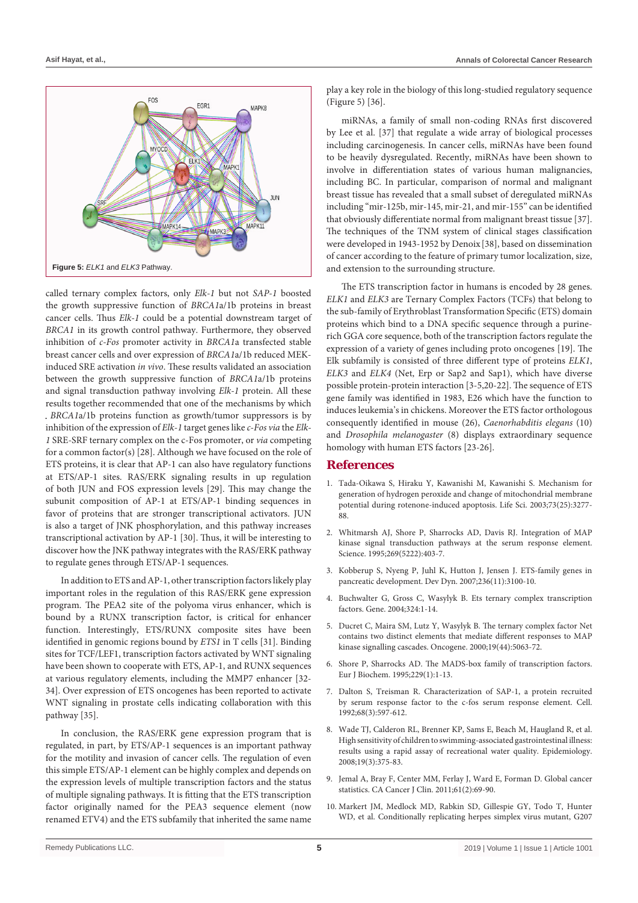Figure 5: *ELK1* and *ELK3* Pathway.

called ternary complex factors, only *Elk-1* but not *SAP-1* boosted the growth suppressive function of *BRCA1*a/1b proteins in breast cancer cells. Thus *Elk-1* could be a potential downstream target of *BRCA1* in its growth control pathway. Furthermore, they observed inhibition of *c-Fos* promoter activity in *BRCA1*a transfected stable breast cancer cells and over expression of *BRCA1*a/1b reduced MEK-induced SRE activation *in vivo*. These results validated an association between the growth suppressive function of *BRCA1*a/1b proteins and signal transduction pathway involving *Elk-1* protein. All these results together recommended that one of the mechanisms by which *BRCA1*a/1b proteins function as growth/tumor suppressors is by inhibition of the expression of *Elk-1* target genes like *c-Fos via* the *Elk-1* SRE-SRF ternary complex on the c-Fos promoter, or *via* competing for a common factor(s) [28]. Although we have focused on the role of ETS proteins, it is clear that AP-1 can also have regulatory functions at ETS/AP-1 sites. RAS/ERK signaling results in up regulation of both JUN and FOS expression levels [29]. This may change the subunit composition of AP-1 at ETS/AP-1 binding sequences in favor of proteins that are stronger transcriptional activators. JUN is also a target of JNK phosphorylation, and this pathway increases transcriptional activation by AP-1 [30]. Thus, it will be interesting to discover how the JNK pathway integrates with the RAS/ERK pathway to regulate genes through ETS/AP-1 sequences.

In addition to ETS and AP-1, other transcription factors likely play important roles in the regulation of this RAS/ERK gene expression program. The PEA2 site of the polyoma virus enhancer, which is bound by a RUNX transcription factor, is critical for enhancer function. Interestingly, ETS/RUNX composite sites have been identified in genomic regions bound by *ETS1* in T cells [31]. Binding sites for TCF/LEF1, transcription factors activated by WNT signaling have been shown to cooperate with ETS, AP-1, and RUNX sequences at various regulatory elements, including the MMP7 enhancer [32-34]. Over expression of ETS oncogenes has been reported to activate WNT signaling in prostate cells indicating collaboration with this pathway [35].

In conclusion, the RAS/ERK gene expression program that is regulated, in part, by ETS/AP-1 sequences is an important pathway for the motility and invasion of cancer cells. The regulation of even this simple ETS/AP-1 element can be highly complex and depends on the expression levels of multiple transcription factors and the status of multiple signaling pathways. It is fitting that the ETS transcription factor originally named for the PEA3 sequence element (now renamed ETV4) and the ETS subfamily that inherited the same name play a key role in the biology of this long-studied regulatory sequence (Figure 5) [36].

miRNAs, a family of small non-coding RNAs first discovered by Lee et al. [37] that regulate a wide array of biological processes including carcinogenesis. In cancer cells, miRNAs have been found to be heavily dysregulated. Recently, miRNAs have been shown to involve in differentiation states of various human malignancies, including BC. In particular, comparison of normal and malignant breast tissue has revealed that a small subset of deregulated miRNAs including "mir-125b, mir-145, mir-21, and mir-155" can be identified that obviously differentiate normal from malignant breast tissue [37]. The techniques of the TNM system of clinical stages classification were developed in 1943-1952 by Denoix [38], based on dissemination of cancer according to the feature of primary tumor localization, size, and extension to the surrounding structure.

The ETS transcription factor in humans is encoded by 28 genes. *ELK1* and *ELK3* are Ternary Complex Factors (TCFs) that belong to the sub-family of Erythroblast Transformation Specific (ETS) domain proteins which bind to a DNA specific sequence through a purine-rich GGA core sequence, both of the transcription factors regulate the expression of a variety of genes including proto oncogenes [19]. The Elk subfamily is consisted of three different type of proteins *ELK1*, *ELK3* and *ELK4* (Net, Erp or Sap2 and Sap1), which have diverse possible protein-protein interaction [3-5,20-22]. The sequence of ETS gene family was identified in 1983, E26 which have the function to induces leukemia's in chickens. Moreover the ETS factor orthologous consequently identified in mouse (26), *Caenorhabditis elegans* (10) and *Drosophila melanogaster* (8) displays extraordinary sequence homology with human ETS factors [23-26].

## References

1. Tada-Oikawa S, Hiraku Y, Kawanishi M, Kawanishi S. Mechanism for generation of hydrogen peroxide and change of mitochondrial membrane potential during rotenone-induced apoptosis. Life Sci. 2003;73(25):3277-88.
2. Whitmarsh AJ, Shore P, Sharrocks AD, Davis RJ. Integration of MAP kinase signal transduction pathways at the serum response element. Science. 1995;269(5222):403-7.
3. Kobberup S, Nyeng P, Juhl K, Hutton J, Jensen J. ETS-family genes in pancreatic development. Dev Dyn. 2007;236(11):3100-10.
4. Buchwalter G, Gross C, Wasylyk B. Ets ternary complex transcription factors. Gene. 2004;324:1-14.
5. Ducret C, Maira SM, Lutz Y, Wasylyk B. The ternary complex factor Net contains two distinct elements that mediate different responses to MAP kinase signalling cascades. Oncogene. 2000;19(44):5063-72.
6. Shore P, Sharrocks AD. The MADS-box family of transcription factors. Eur J Biochem. 1995;229(1):1-13.
7. Dalton S, Treisman R. Characterization of SAP-1, a protein recruited by serum response factor to the c-fos serum response element. Cell. 1992;68(3):597-612.
8. Wade TJ, Calderon RL, Brenner KP, Sams E, Beach M, Haugland R, et al. High sensitivity of children to swimming-associated gastrointestinal illness: results using a rapid assay of recreational water quality. Epidemiology. 2008;19(3):375-83.
9. Jemal A, Bray F, Center MM, Ferlay J, Ward E, Forman D. Global cancer statistics. CA Cancer J Clin. 2011;61(2):69-90.
10. Markert JM, Medlock MD, Rabkin SD, Gillespie GY, Todo T, Hunter WD, et al. Conditionally replicating herpes simplex virus mutant, G207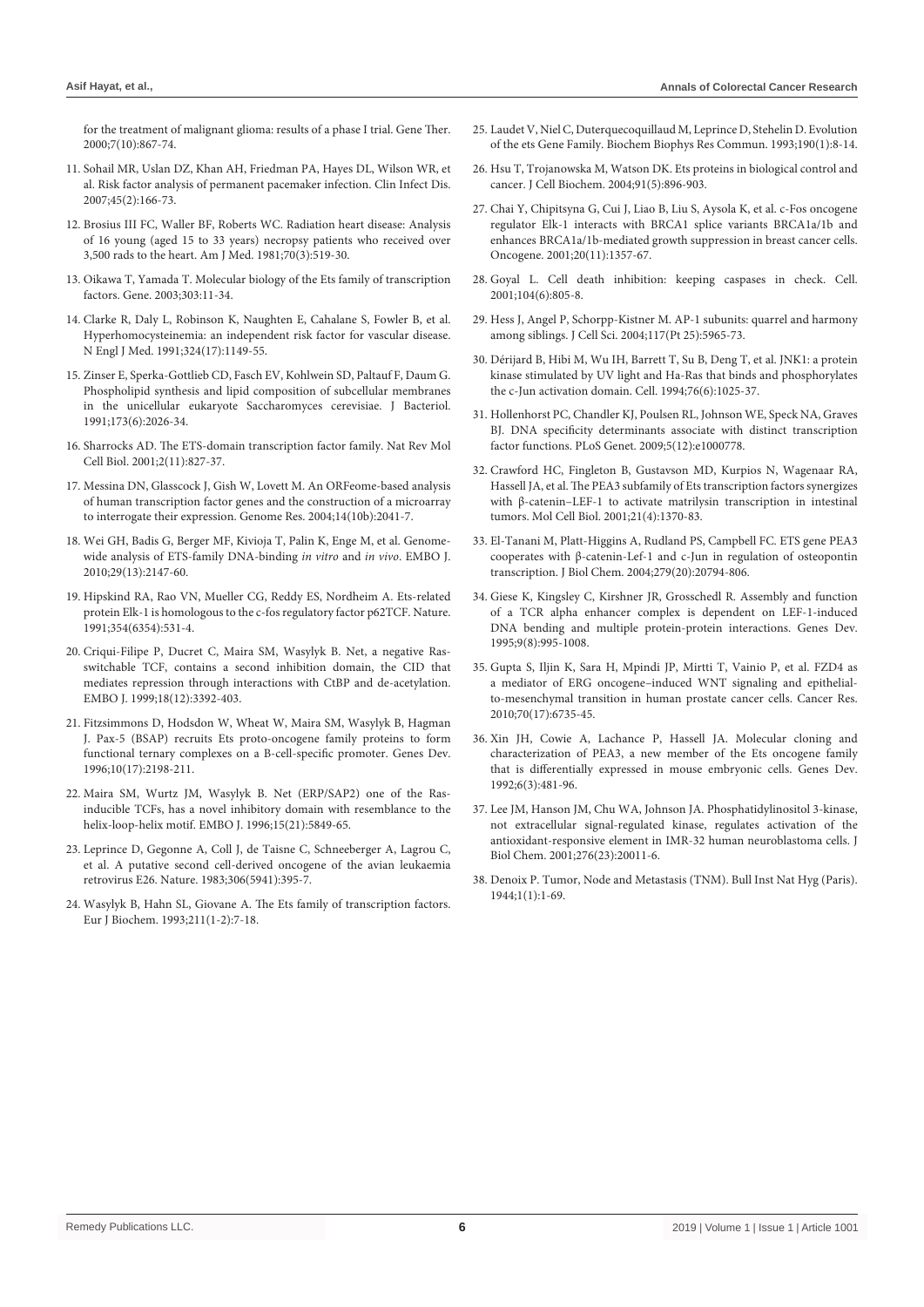for the treatment of malignant glioma: results of a phase I trial. Gene Ther. 2000;7(10):867-74.

11. Sohail MR, Uslan DZ, Khan AH, Friedman PA, Hayes DL, Wilson WR, et al. Risk factor analysis of permanent pacemaker infection. Clin Infect Dis. 2007;45(2):166-73.
12. Brosius III FC, Waller BF, Roberts WC. Radiation heart disease: Analysis of 16 young (aged 15 to 33 years) necropsy patients who received over 3,500 rads to the heart. Am J Med. 1981;70(3):519-30.
13. Oikawa T, Yamada T. Molecular biology of the Ets family of transcription factors. Gene. 2003;303:11-34.
14. Clarke R, Daly L, Robinson K, Naughten E, Cahalane S, Fowler B, et al. Hyperhomocysteinemia: an independent risk factor for vascular disease. N Engl J Med. 1991;324(17):1149-55.
15. Zinser E, Sperka-Gottlieb CD, Fasch EV, Kohlwein SD, Paltauf F, Daum G. Phospholipid synthesis and lipid composition of subcellular membranes in the unicellular eukaryote Saccharomyces cerevisiae. J Bacteriol. 1991;173(6):2026-34.
16. Sharrocks AD. The ETS-domain transcription factor family. Nat Rev Mol Cell Biol. 2001;2(11):827-37.
17. Messina DN, Glasscock J, Gish W, Lovett M. An ORFeome-based analysis of human transcription factor genes and the construction of a microarray to interrogate their expression. Genome Res. 2004;14(10b):2041-7.
18. Wei GH, Badis G, Berger MF, Kivioja T, Palin K, Enge M, et al. Genome-wide analysis of ETS-family DNA-binding *in vitro* and *in vivo*. EMBO J. 2010;29(13):2147-60.
19. Hipskind RA, Rao VN, Mueller CG, Reddy ES, Nordheim A. Ets-related protein Elk-1 is homologous to the c-fos regulatory factor p62TCF. Nature. 1991;354(6354):531-4.
20. Criqui-Filipe P, Ducret C, Maira SM, Wasylyk B. Net, a negative Ras-switchable TCF, contains a second inhibition domain, the CID that mediates repression through interactions with CtBP and de-acetylation. EMBO J. 1999;18(12):3392-403.
21. Fitzsimmons D, Hodsdon W, Wheat W, Maira SM, Wasylyk B, Hagman J. Pax-5 (BSAP) recruits Ets proto-oncogene family proteins to form functional ternary complexes on a B-cell-specific promoter. Genes Dev. 1996;10(17):2198-211.
22. Maira SM, Wurtz JM, Wasylyk B. Net (ERP/SAP2) one of the Ras-inducible TCFs, has a novel inhibitory domain with resemblance to the helix-loop-helix motif. EMBO J. 1996;15(21):5849-65.
23. Leprince D, Gegonne A, Coll J, de Taisne C, Schneeberger A, Lagrou C, et al. A putative second cell-derived oncogene of the avian leukaemia retrovirus E26. Nature. 1983;306(5941):395-7.
24. Wasylyk B, Hahn SL, Giovane A. The Ets family of transcription factors. Eur J Biochem. 1993;211(1-2):7-18.
25. Laudet V, Niel C, Duterquecoquillaud M, Leprince D, Stehelin D. Evolution of the ets Gene Family. Biochem Biophys Res Commun. 1993;190(1):8-14.
26. Hsu T, Trojanowska M, Watson DK. Ets proteins in biological control and cancer. J Cell Biochem. 2004;91(5):896-903.
27. Chai Y, Chipitsyna G, Cui J, Liao B, Liu S, Aysola K, et al. c-Fos oncogene regulator Elk-1 interacts with BRCA1 splice variants BRCA1a/1b and enhances BRCA1a/1b-mediated growth suppression in breast cancer cells. Oncogene. 2001;20(11):1357-67.
28. Goyal L. Cell death inhibition: keeping caspases in check. Cell. 2001;104(6):805-8.
29. Hess J, Angel P, Schorpp-Kistner M. AP-1 subunits: quarrel and harmony among siblings. J Cell Sci. 2004;117(Pt 25):5965-73.
30. Dérijard B, Hibi M, Wu IH, Barrett T, Su B, Deng T, et al. JNK1: a protein kinase stimulated by UV light and Ha-Ras that binds and phosphorylates the c-Jun activation domain. Cell. 1994;76(6):1025-37.
31. Hollenhorst PC, Chandler KJ, Poulsen RL, Johnson WE, Speck NA, Graves BJ. DNA specificity determinants associate with distinct transcription factor functions. PLoS Genet. 2009;5(12):e1000778.
32. Crawford HC, Fingleton B, Gustavson MD, Kurpios N, Wagenaar RA, Hassell JA, et al. The PEA3 subfamily of Ets transcription factors synergizes with β-catenin–LEF-1 to activate matrilysin transcription in intestinal tumors. Mol Cell Biol. 2001;21(4):1370-83.
33. El-Tanani M, Platt-Higgins A, Rudland PS, Campbell FC. ETS gene PEA3 cooperates with β-catenin-Lef-1 and c-Jun in regulation of osteopontin transcription. J Biol Chem. 2004;279(20):20794-806.
34. Giese K, Kingsley C, Kirshner JR, Grosschedl R. Assembly and function of a TCR alpha enhancer complex is dependent on LEF-1-induced DNA bending and multiple protein-protein interactions. Genes Dev. 1995;9(8):995-1008.
35. Gupta S, Iljin K, Sara H, Mpindi JP, Mirtti T, Vainio P, et al. FZD4 as a mediator of ERG oncogene–induced WNT signaling and epithelial-to-mesenchymal transition in human prostate cancer cells. Cancer Res. 2010;70(17):6735-45.
36. Xin JH, Cowie A, Lachance P, Hassell JA. Molecular cloning and characterization of PEA3, a new member of the Ets oncogene family that is differentially expressed in mouse embryonic cells. Genes Dev. 1992;6(3):481-96.
37. Lee JM, Hanson JM, Chu WA, Johnson JA. Phosphatidylinositol 3-kinase, not extracellular signal-regulated kinase, regulates activation of the antioxidant-responsive element in IMR-32 human neuroblastoma cells. J Biol Chem. 2001;276(23):20011-6.
38. Denoix P. Tumor, Node and Metastasis (TNM). Bull Inst Nat Hyg (Paris). 1944;1(1):1-69.